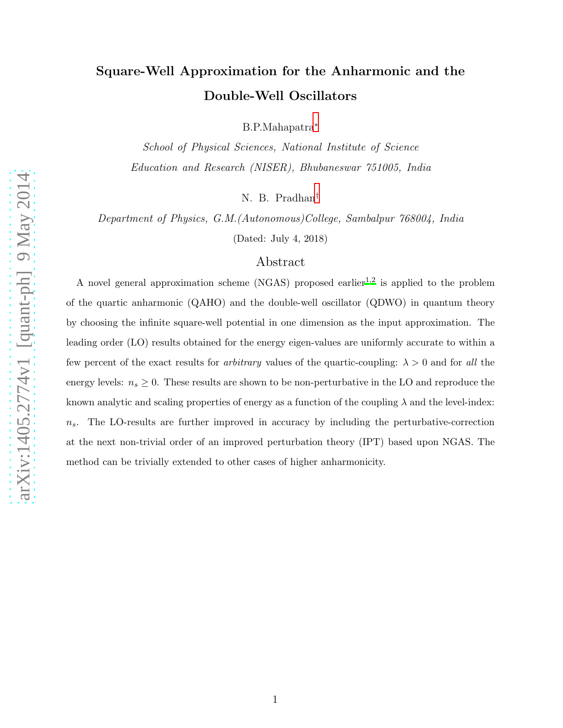# Square-Well Approximation for the Anharmonic and the Double-Well Oscillators

B.P.Mahapatra*

*School of Physical Sciences, National Institute of Science Education and Research (NISER), Bhubaneswar 751005, India*

N. B. Pradhan†

*Department of Physics, G.M.(Autonomous)College, Sambalpur 768004, India*

(Dated: July 4, 2018)

## Abstract

A novel general approximation scheme (NGAS) proposed earlier[1,2] is applied to the problem of the quartic anharmonic (QAHO) and the double-well oscillator (QDWO) in quantum theory by choosing the infinite square-well potential in one dimension as the input approximation. The leading order (LO) results obtained for the energy eigen-values are uniformly accurate to within a few percent of the exact results for *arbitrary* values of the quartic-coupling: $\lambda > 0$ and for *all* the energy levels: $n_s \geq 0$. These results are shown to be non-perturbative in the LO and reproduce the known analytic and scaling properties of energy as a function of the coupling $\lambda$ and the level-index: $n_s$. The LO-results are further improved in accuracy by including the perturbative-correction at the next non-trivial order of an improved perturbation theory (IPT) based upon NGAS. The method can be trivially extended to other cases of higher anharmonicity.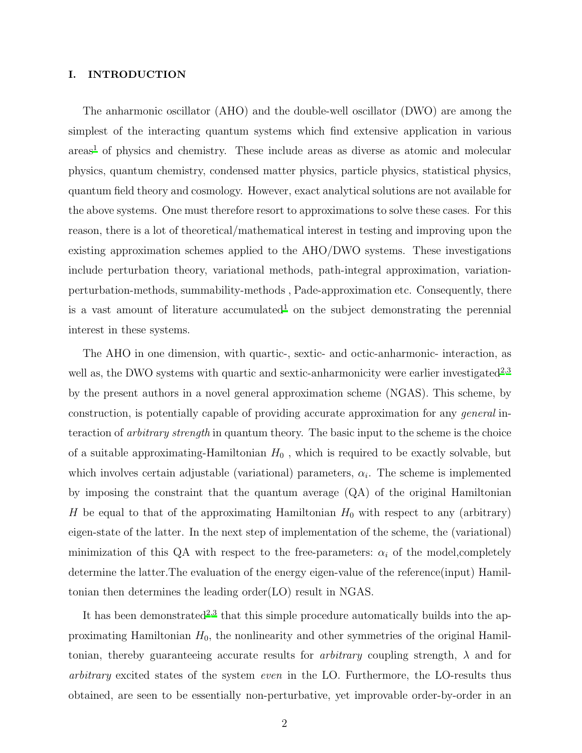## I. INTRODUCTION

The anharmonic oscillator (AHO) and the double-well oscillator (DWO) are among the simplest of the interacting quantum systems which find extensive application in various areas[1] of physics and chemistry. These include areas as diverse as atomic and molecular physics, quantum chemistry, condensed matter physics, particle physics, statistical physics, quantum field theory and cosmology. However, exact analytical solutions are not available for the above systems. One must therefore resort to approximations to solve these cases. For this reason, there is a lot of theoretical/mathematical interest in testing and improving upon the existing approximation schemes applied to the AHO/DWO systems. These investigations include perturbation theory, variational methods, path-integral approximation, variation-perturbation-methods, summability-methods , Pade-approximation etc. Consequently, there is a vast amount of literature accumulated[1] on the subject demonstrating the perennial interest in these systems.

The AHO in one dimension, with quartic-, sextic- and octic-anharmonic- interaction, as well as, the DWO systems with quartic and sextic-anharmonicity were earlier investigated[2,3] by the present authors in a novel general approximation scheme (NGAS). This scheme, by construction, is potentially capable of providing accurate approximation for any *general* interaction of *arbitrary strength* in quantum theory. The basic input to the scheme is the choice of a suitable approximating-Hamiltonian $H_0$ , which is required to be exactly solvable, but which involves certain adjustable (variational) parameters, $\alpha_i$. The scheme is implemented by imposing the constraint that the quantum average (QA) of the original Hamiltonian $H$ be equal to that of the approximating Hamiltonian $H_0$ with respect to any (arbitrary) eigen-state of the latter. In the next step of implementation of the scheme, the (variational) minimization of this QA with respect to the free-parameters: $\alpha_i$ of the model,completely determine the latter.The evaluation of the energy eigen-value of the reference(input) Hamiltonian then determines the leading order(LO) result in NGAS.

It has been demonstrated[2,3] that this simple procedure automatically builds into the approximating Hamiltonian $H_0$, the nonlinearity and other symmetries of the original Hamiltonian, thereby guaranteeing accurate results for *arbitrary* coupling strength, $\lambda$ and for *arbitrary* excited states of the system *even* in the LO. Furthermore, the LO-results thus obtained, are seen to be essentially non-perturbative, yet improvable order-by-order in an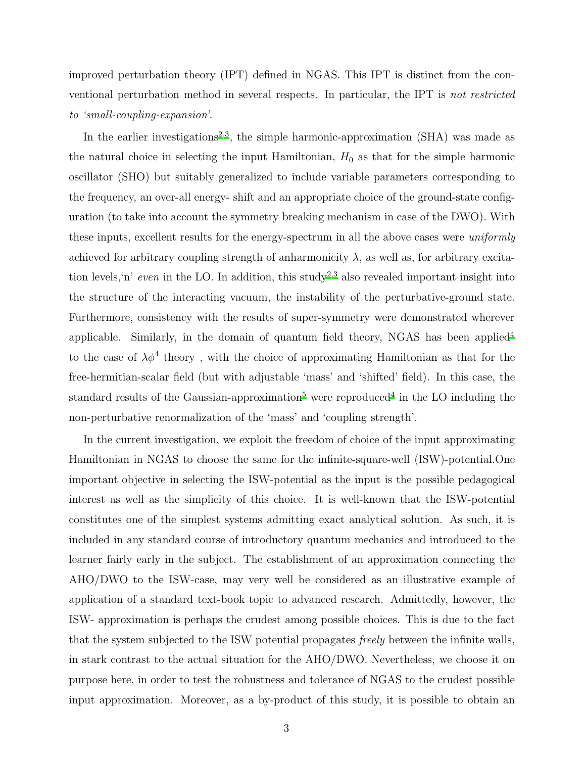improved perturbation theory (IPT) defined in NGAS. This IPT is distinct from the conventional perturbation method in several respects. In particular, the IPT is *not restricted to 'small-coupling-expansion'*.

In the earlier investigations[2,3], the simple harmonic-approximation (SHA) was made as the natural choice in selecting the input Hamiltonian, $H_0$ as that for the simple harmonic oscillator (SHO) but suitably generalized to include variable parameters corresponding to the frequency, an over-all energy- shift and an appropriate choice of the ground-state configuration (to take into account the symmetry breaking mechanism in case of the DWO). With these inputs, excellent results for the energy-spectrum in all the above cases were *uniformly* achieved for arbitrary coupling strength of anharmonicity $\lambda$, as well as, for arbitrary excitation levels,'n' *even* in the LO. In addition, this study[2,3] also revealed important insight into the structure of the interacting vacuum, the instability of the perturbative-ground state. Furthermore, consistency with the results of super-symmetry were demonstrated wherever applicable. Similarly, in the domain of quantum field theory, NGAS has been applied[4] to the case of $\lambda\phi^4$ theory , with the choice of approximating Hamiltonian as that for the free-hermitian-scalar field (but with adjustable 'mass' and 'shifted' field). In this case, the standard results of the Gaussian-approximation[5] were reproduced[4] in the LO including the non-perturbative renormalization of the 'mass' and 'coupling strength'.

In the current investigation, we exploit the freedom of choice of the input approximating Hamiltonian in NGAS to choose the same for the infinite-square-well (ISW)-potential.One important objective in selecting the ISW-potential as the input is the possible pedagogical interest as well as the simplicity of this choice. It is well-known that the ISW-potential constitutes one of the simplest systems admitting exact analytical solution. As such, it is included in any standard course of introductory quantum mechanics and introduced to the learner fairly early in the subject. The establishment of an approximation connecting the AHO/DWO to the ISW-case, may very well be considered as an illustrative example of application of a standard text-book topic to advanced research. Admittedly, however, the ISW- approximation is perhaps the crudest among possible choices. This is due to the fact that the system subjected to the ISW potential propagates *freely* between the infinite walls, in stark contrast to the actual situation for the AHO/DWO. Nevertheless, we choose it on purpose here, in order to test the robustness and tolerance of NGAS to the crudest possible input approximation. Moreover, as a by-product of this study, it is possible to obtain an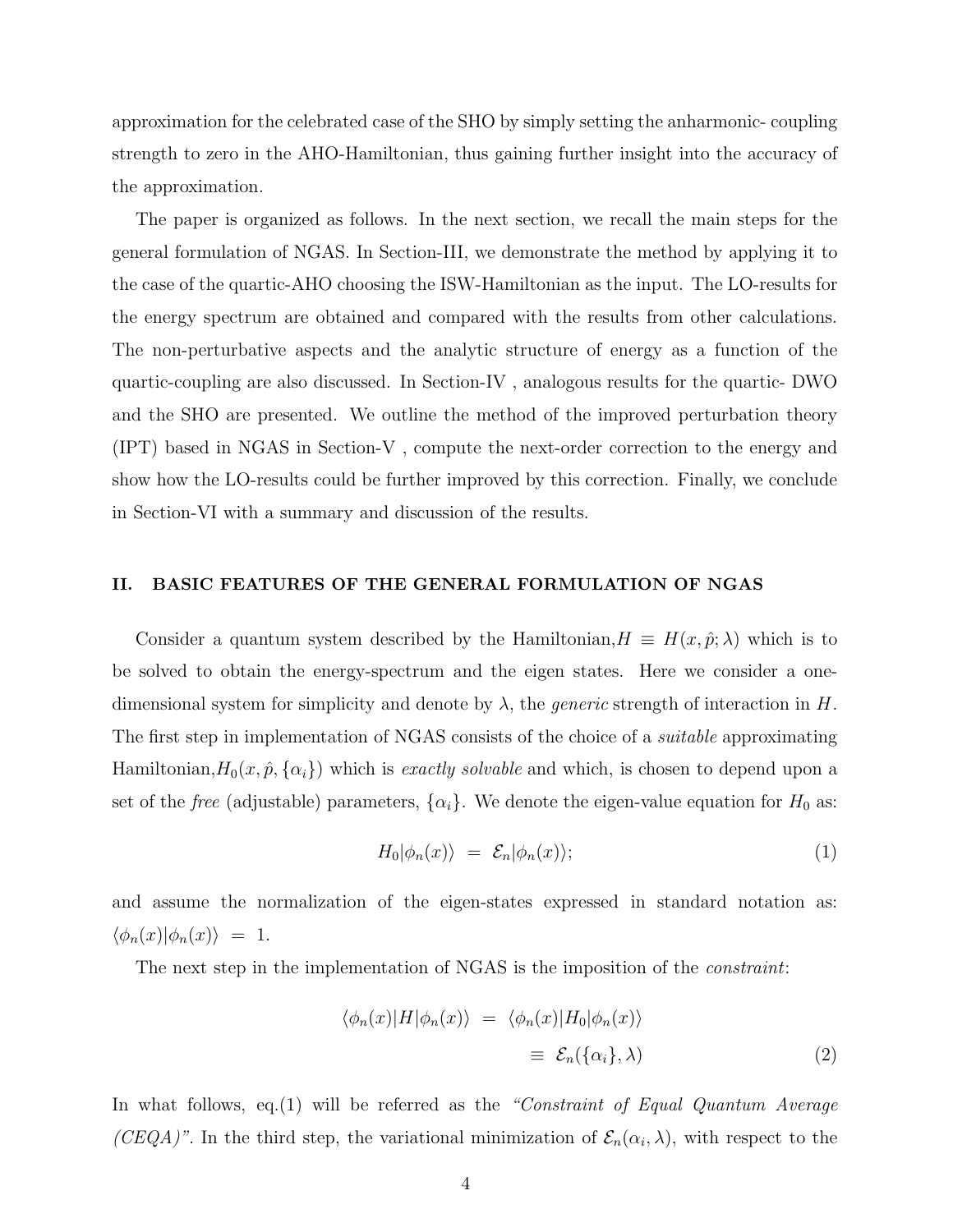approximation for the celebrated case of the SHO by simply setting the anharmonic- coupling strength to zero in the AHO-Hamiltonian, thus gaining further insight into the accuracy of the approximation.

The paper is organized as follows. In the next section, we recall the main steps for the general formulation of NGAS. In Section-III, we demonstrate the method by applying it to the case of the quartic-AHO choosing the ISW-Hamiltonian as the input. The LO-results for the energy spectrum are obtained and compared with the results from other calculations. The non-perturbative aspects and the analytic structure of energy as a function of the quartic-coupling are also discussed. In Section-IV , analogous results for the quartic- DWO and the SHO are presented. We outline the method of the improved perturbation theory (IPT) based in NGAS in Section-V , compute the next-order correction to the energy and show how the LO-results could be further improved by this correction. Finally, we conclude in Section-VI with a summary and discussion of the results.

## II. BASIC FEATURES OF THE GENERAL FORMULATION OF NGAS

Consider a quantum system described by the Hamiltonian, $H \equiv H(x, \hat{p}; \lambda)$ which is to be solved to obtain the energy-spectrum and the eigen states. Here we consider a one-dimensional system for simplicity and denote by $\lambda$, the *generic* strength of interaction in $H$. The first step in implementation of NGAS consists of the choice of a *suitable* approximating Hamiltonian, $H_0(x, \hat{p}, \{\alpha_i\})$ which is *exactly solvable* and which, is chosen to depend upon a set of the *free* (adjustable) parameters, $\{\alpha_i\}$. We denote the eigen-value equation for $H_0$ as:

$$H_0|\phi_n(x)\rangle \;=\; \mathcal{E}_n|\phi_n(x)\rangle; \tag{1}$$

and assume the normalization of the eigen-states expressed in standard notation as: $\langle\phi_n(x)|\phi_n(x)\rangle \;=\; 1$.

The next step in the implementation of NGAS is the imposition of the *constraint*:

$$\begin{aligned} \langle\phi_n(x)|H|\phi_n(x)\rangle \;&=\; \langle\phi_n(x)|H_0|\phi_n(x)\rangle \\ &\equiv\; \mathcal{E}_n(\{\alpha_i\}, \lambda) \end{aligned} \tag{2}$$

In what follows, eq.(1) will be referred as the *"Constraint of Equal Quantum Average (CEQA)"*. In the third step, the variational minimization of $\mathcal{E}_n(\alpha_i, \lambda)$, with respect to the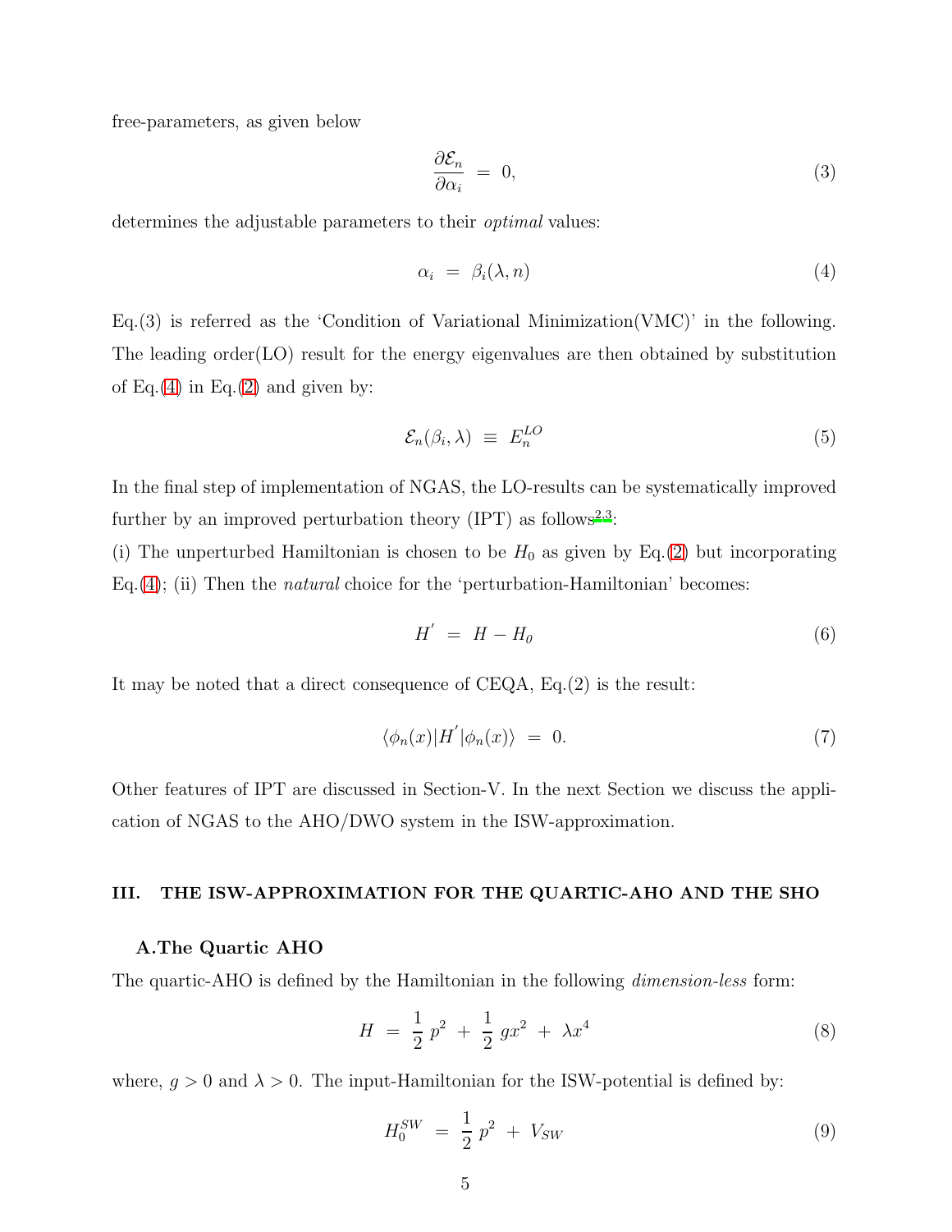free-parameters, as given below

$$\frac{\partial \mathcal{E}_n}{\partial \alpha_i} \;=\; 0, \tag{3}$$

determines the adjustable parameters to their *optimal* values:

$$\alpha_i \;=\; \beta_i(\lambda, n) \tag{4}$$

Eq.(3) is referred as the 'Condition of Variational Minimization(VMC)' in the following. The leading order(LO) result for the energy eigenvalues are then obtained by substitution of Eq.(4) in Eq.(2) and given by:

$$\mathcal{E}_n(\beta_i, \lambda) \;\equiv\; E_n^{LO} \tag{5}$$

In the final step of implementation of NGAS, the LO-results can be systematically improved further by an improved perturbation theory (IPT) as follows[2,3]:

(i) The unperturbed Hamiltonian is chosen to be $H_0$ as given by Eq.(2) but incorporating Eq.(4); (ii) Then the *natural* choice for the 'perturbation-Hamiltonian' becomes:

$$H^{'} \;=\; H - H_0 \tag{6}$$

It may be noted that a direct consequence of CEQA, Eq.(2) is the result:

$$\langle \phi_n(x)|H^{'}|\phi_n(x)\rangle \;=\; 0. \tag{7}$$

Other features of IPT are discussed in Section-V. In the next Section we discuss the application of NGAS to the AHO/DWO system in the ISW-approximation.

## III. THE ISW-APPROXIMATION FOR THE QUARTIC-AHO AND THE SHO

### A.The Quartic AHO

The quartic-AHO is defined by the Hamiltonian in the following *dimension-less* form:

$$H \;=\; \frac{1}{2}\,p^2 \;+\; \frac{1}{2}\,gx^2 \;+\; \lambda x^4 \tag{8}$$

where, $g > 0$ and $\lambda > 0$. The input-Hamiltonian for the ISW-potential is defined by:

$$H_0^{SW} \;=\; \frac{1}{2}\,p^2 \;+\; V_{SW} \tag{9}$$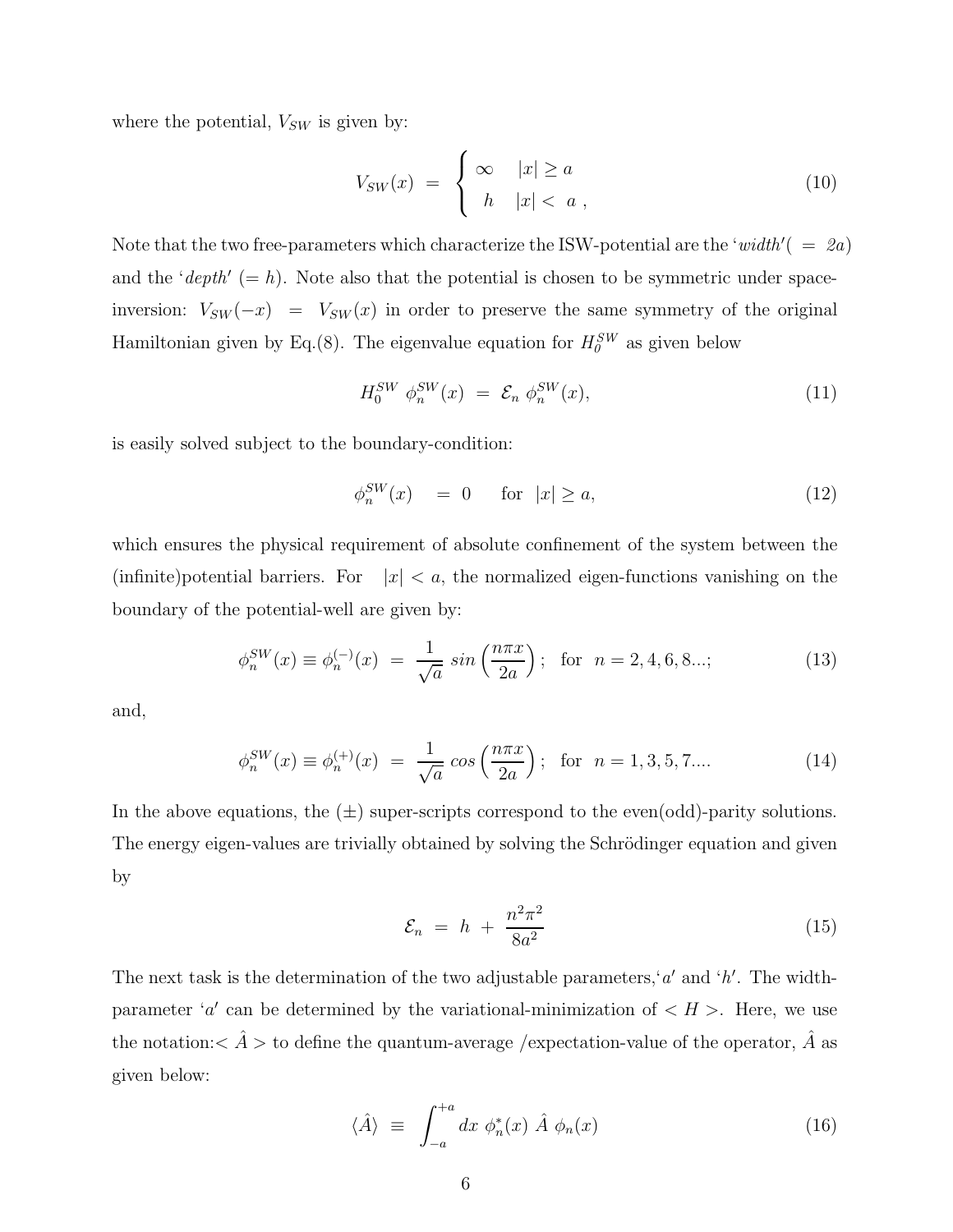where the potential, $V_{SW}$ is given by:

$$
V_{SW}(x) \;=\; \begin{cases} \infty & |x| \geq a \\ h & |x| < \; a\;, \end{cases} \tag{10}
$$

Note that the two free-parameters which characterize the ISW-potential are the '*width*'( $= 2a$) and the '*depth*' ($= h$). Note also that the potential is chosen to be symmetric under space-inversion: $V_{SW}(-x) \;=\; V_{SW}(x)$ in order to preserve the same symmetry of the original Hamiltonian given by Eq.(8). The eigenvalue equation for $H_0^{SW}$ as given below

$$
H_0^{SW}\; \phi_n^{SW}(x) \;=\; \mathcal{E}_n\; \phi_n^{SW}(x), \tag{11}
$$

is easily solved subject to the boundary-condition:

$$
\phi_n^{SW}(x) \quad = \;0 \qquad \text{for} \;\; |x| \geq a, \tag{12}
$$

which ensures the physical requirement of absolute confinement of the system between the (infinite)potential barriers. For $|x| < a$, the normalized eigen-functions vanishing on the boundary of the potential-well are given by:

$$
\phi_n^{SW}(x) \equiv \phi_n^{(-)}(x) \;=\; \frac{1}{\sqrt{a}}\; sin\left(\frac{n\pi x}{2a}\right); \;\; \text{for} \;\; n = 2, 4, 6, 8...; \tag{13}
$$

and,

$$
\phi_n^{SW}(x) \equiv \phi_n^{(+)}(x) \;=\; \frac{1}{\sqrt{a}}\; cos\left(\frac{n\pi x}{2a}\right); \;\; \text{for} \;\; n = 1, 3, 5, 7.... \tag{14}
$$

In the above equations, the $(\pm)$ super-scripts correspond to the even(odd)-parity solutions. The energy eigen-values are trivially obtained by solving the Schrödinger equation and given by

$$
\mathcal{E}_n \;=\; h \;+\; \frac{n^2\pi^2}{8a^2} \tag{15}
$$

The next task is the determination of the two adjustable parameters,'$a$' and '$h$'. The width-parameter '$a$' can be determined by the variational-minimization of $< H >$. Here, we use the notation:$< \hat{A} >$ to define the quantum-average /expectation-value of the operator, $\hat{A}$ as given below:

$$
\langle \hat{A} \rangle \;\equiv\; \int_{-a}^{+a} dx\; \phi_n^*(x)\; \hat{A}\; \phi_n(x) \tag{16}
$$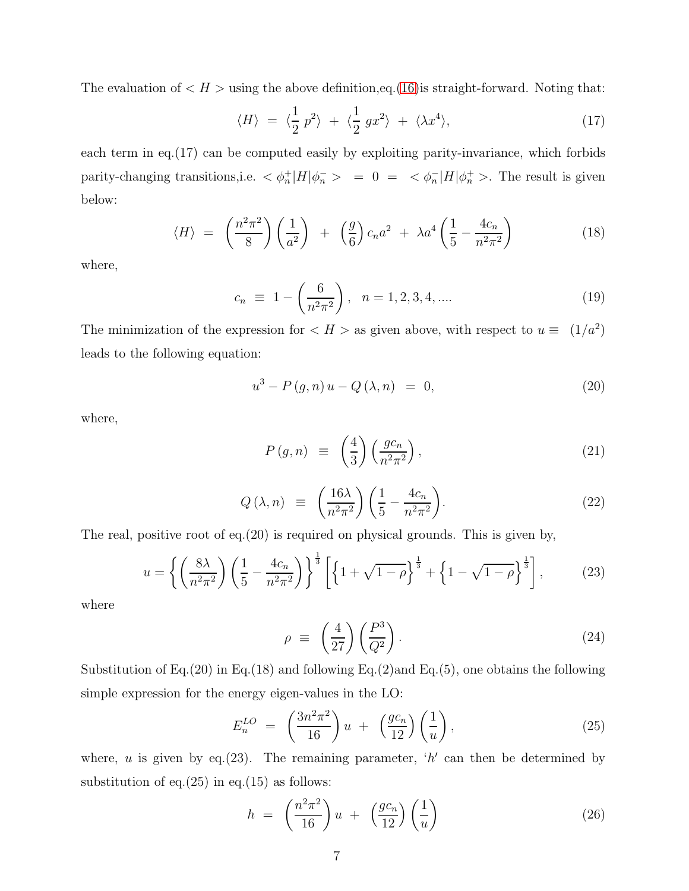The evaluation of $< H >$ using the above definition,eq.(16)is straight-forward. Noting that:

$$\langle H \rangle \;=\; \langle \frac{1}{2}\; p^2 \rangle \;+\; \langle \frac{1}{2}\; gx^2 \rangle \;+\; \langle \lambda x^4 \rangle, \tag{17}$$

each term in eq.(17) can be computed easily by exploiting parity-invariance, which forbids parity-changing transitions,i.e. $< \phi_n^+|H|\phi_n^- > \;=\; 0 \;=\; < \phi_n^-|H|\phi_n^+ >$. The result is given below:

$$\langle H \rangle \;=\; \left(\frac{n^2\pi^2}{8}\right)\left(\frac{1}{a^2}\right) \;+\; \left(\frac{g}{6}\right) c_n a^2 \;+\; \lambda a^4 \left(\frac{1}{5} - \frac{4c_n}{n^2\pi^2}\right) \tag{18}$$

where,

$$c_n \;\equiv\; 1 - \left(\frac{6}{n^2\pi^2}\right), \quad n = 1, 2, 3, 4, .... \tag{19}$$

The minimization of the expression for $< H >$ as given above, with respect to $u \equiv \;(1/a^2)$ leads to the following equation:

$$u^3 - P\,(g, n)\, u - Q\,(\lambda, n) \;=\; 0, \tag{20}$$

where,

$$P\,(g, n) \;\equiv\; \left(\frac{4}{3}\right)\left(\frac{gc_n}{n^2\pi^2}\right), \tag{21}$$

$$Q\,(\lambda, n) \;\equiv\; \left(\frac{16\lambda}{n^2\pi^2}\right)\left(\frac{1}{5} - \frac{4c_n}{n^2\pi^2}\right). \tag{22}$$

The real, positive root of eq.(20) is required on physical grounds. This is given by,

$$u = \left\{\left(\frac{8\lambda}{n^2\pi^2}\right)\left(\frac{1}{5} - \frac{4c_n}{n^2\pi^2}\right)\right\}^{\frac{1}{3}} \left[\left\{1 + \sqrt{1-\rho}\right\}^{\frac{1}{3}} + \left\{1 - \sqrt{1-\rho}\right\}^{\frac{1}{3}}\right], \tag{23}$$

where

$$\rho \;\equiv\; \left(\frac{4}{27}\right)\left(\frac{P^3}{Q^2}\right). \tag{24}$$

Substitution of Eq.(20) in Eq.(18) and following Eq.(2)and Eq.(5), one obtains the following simple expression for the energy eigen-values in the LO:

$$E_n^{LO} \;=\; \left(\frac{3n^2\pi^2}{16}\right) u \;+\; \left(\frac{gc_n}{12}\right)\left(\frac{1}{u}\right), \tag{25}$$

where, $u$ is given by eq.(23). The remaining parameter, '$h$' can then be determined by substitution of eq.(25) in eq.(15) as follows:

$$h \;=\; \left(\frac{n^2\pi^2}{16}\right) u \;+\; \left(\frac{gc_n}{12}\right)\left(\frac{1}{u}\right) \tag{26}$$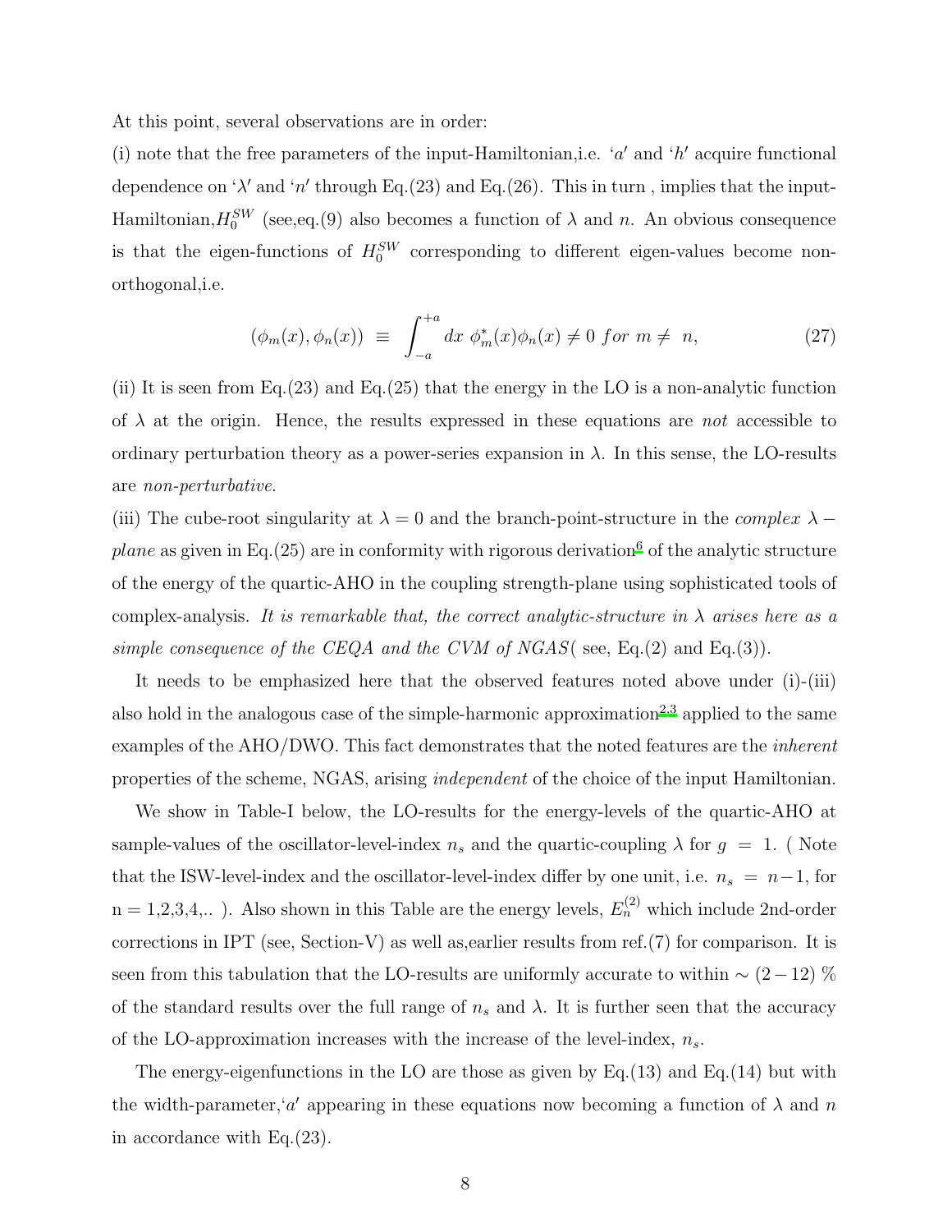At this point, several observations are in order:

(i) note that the free parameters of the input-Hamiltonian,i.e. '$a$' and '$h$' acquire functional dependence on '$\lambda$' and '$n$' through Eq.(23) and Eq.(26). This in turn , implies that the input-Hamiltonian,$H_0^{SW}$ (see,eq.(9) also becomes a function of $\lambda$ and $n$. An obvious consequence is that the eigen-functions of $H_0^{SW}$ corresponding to different eigen-values become non-orthogonal,i.e.

$$(\phi_m(x), \phi_n(x)) \;\equiv\; \int_{-a}^{+a} dx\; \phi_m^*(x)\phi_n(x) \neq 0 \;\; for \;\; m \neq \; n, \tag{27}$$

(ii) It is seen from Eq.(23) and Eq.(25) that the energy in the LO is a non-analytic function of $\lambda$ at the origin. Hence, the results expressed in these equations are *not* accessible to ordinary perturbation theory as a power-series expansion in $\lambda$. In this sense, the LO-results are *non-perturbative*.

(iii) The cube-root singularity at $\lambda = 0$ and the branch-point-structure in the *complex* $\lambda -$ *plane* as given in Eq.(25) are in conformity with rigorous derivation[6] of the analytic structure of the energy of the quartic-AHO in the coupling strength-plane using sophisticated tools of complex-analysis. *It is remarkable that, the correct analytic-structure in $\lambda$ arises here as a simple consequence of the CEQA and the CVM of NGAS*( see, Eq.(2) and Eq.(3)).

It needs to be emphasized here that the observed features noted above under (i)-(iii) also hold in the analogous case of the simple-harmonic approximation[2,3] applied to the same examples of the AHO/DWO. This fact demonstrates that the noted features are the *inherent* properties of the scheme, NGAS, arising *independent* of the choice of the input Hamiltonian.

We show in Table-I below, the LO-results for the energy-levels of the quartic-AHO at sample-values of the oscillator-level-index $n_s$ and the quartic-coupling $\lambda$ for $g \;=\; 1$. ( Note that the ISW-level-index and the oscillator-level-index differ by one unit, i.e. $n_s \;=\; n-1$, for n = 1,2,3,4,.. ). Also shown in this Table are the energy levels, $E_n^{(2)}$ which include 2nd-order corrections in IPT (see, Section-V) as well as,earlier results from ref.(7) for comparison. It is seen from this tabulation that the LO-results are uniformly accurate to within $\sim (2-12)$ % of the standard results over the full range of $n_s$ and $\lambda$. It is further seen that the accuracy of the LO-approximation increases with the increase of the level-index, $n_s$.

The energy-eigenfunctions in the LO are those as given by Eq.(13) and Eq.(14) but with the width-parameter,'$a$' appearing in these equations now becoming a function of $\lambda$ and $n$ in accordance with Eq.(23).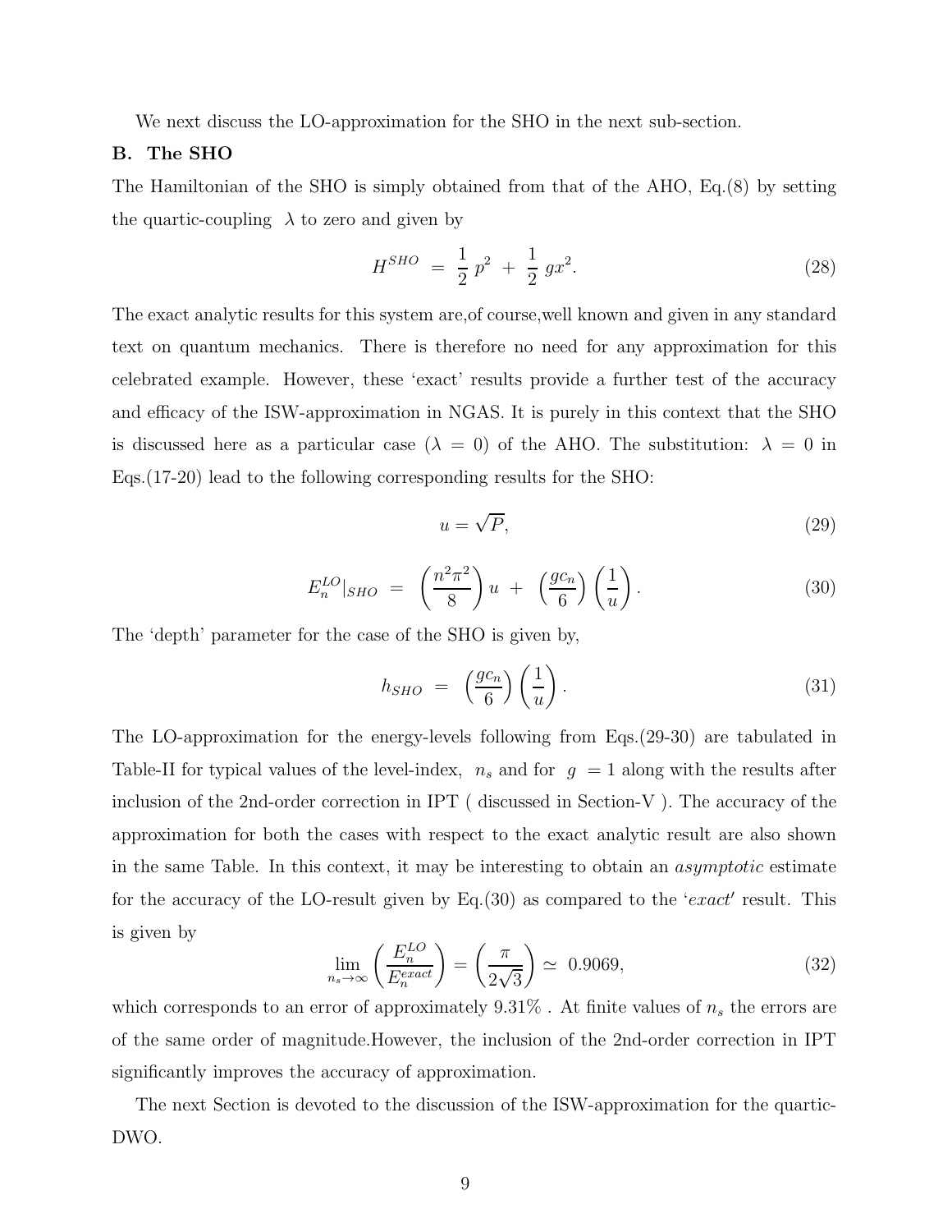We next discuss the LO-approximation for the SHO in the next sub-section.

### B. The SHO

The Hamiltonian of the SHO is simply obtained from that of the AHO, Eq.(8) by setting the quartic-coupling $\lambda$ to zero and given by

$$H^{SHO} \ = \ \frac{1}{2}\,p^2 \ + \ \frac{1}{2}\,gx^2. \tag{28}$$

The exact analytic results for this system are,of course,well known and given in any standard text on quantum mechanics. There is therefore no need for any approximation for this celebrated example. However, these 'exact' results provide a further test of the accuracy and efficacy of the ISW-approximation in NGAS. It is purely in this context that the SHO is discussed here as a particular case ($\lambda = 0$) of the AHO. The substitution: $\lambda = 0$ in Eqs.(17-20) lead to the following corresponding results for the SHO:

$$u = \sqrt{P}, \tag{29}$$

$$E_n^{LO}|_{SHO} \ = \ \left(\frac{n^2\pi^2}{8}\right) u \ + \ \left(\frac{gc_n}{6}\right)\left(\frac{1}{u}\right). \tag{30}$$

The 'depth' parameter for the case of the SHO is given by,

$$h_{SHO} \ = \ \left(\frac{gc_n}{6}\right)\left(\frac{1}{u}\right). \tag{31}$$

The LO-approximation for the energy-levels following from Eqs.(29-30) are tabulated in Table-II for typical values of the level-index, $n_s$ and for $g = 1$ along with the results after inclusion of the 2nd-order correction in IPT ( discussed in Section-V ). The accuracy of the approximation for both the cases with respect to the exact analytic result are also shown in the same Table. In this context, it may be interesting to obtain an *asymptotic* estimate for the accuracy of the LO-result given by Eq.(30) as compared to the '*exact*' result. This is given by

$$\lim_{n_s \to \infty} \left(\frac{E_n^{LO}}{E_n^{exact}}\right) = \left(\frac{\pi}{2\sqrt{3}}\right) \simeq \ 0.9069, \tag{32}$$

which corresponds to an error of approximately 9.31% . At finite values of $n_s$ the errors are of the same order of magnitude.However, the inclusion of the 2nd-order correction in IPT significantly improves the accuracy of approximation.

The next Section is devoted to the discussion of the ISW-approximation for the quartic-DWO.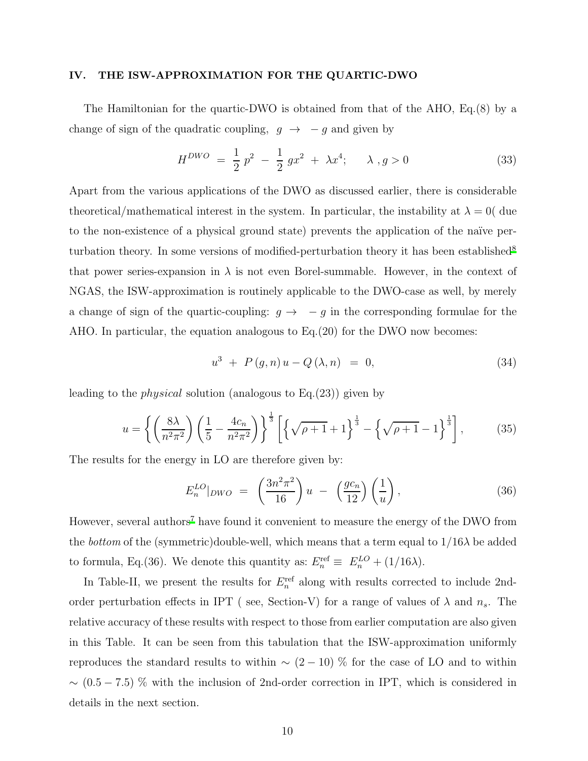## IV. THE ISW-APPROXIMATION FOR THE QUARTIC-DWO

The Hamiltonian for the quartic-DWO is obtained from that of the AHO, Eq.(8) by a change of sign of the quadratic coupling, $g \rightarrow -g$ and given by

$$H^{DWO} \;=\; \frac{1}{2}\,p^2 \;-\; \frac{1}{2}\,gx^2 \;+\; \lambda x^4; \qquad \lambda\;, g > 0 \tag{33}$$

Apart from the various applications of the DWO as discussed earlier, there is considerable theoretical/mathematical interest in the system. In particular, the instability at $\lambda = 0$( due to the non-existence of a physical ground state) prevents the application of the naïve perturbation theory. In some versions of modified-perturbation theory it has been established[8] that power series-expansion in $\lambda$ is not even Borel-summable. However, in the context of NGAS, the ISW-approximation is routinely applicable to the DWO-case as well, by merely a change of sign of the quartic-coupling: $g \rightarrow -g$ in the corresponding formulae for the AHO. In particular, the equation analogous to Eq.(20) for the DWO now becomes:

$$u^3 \;+\; P\,(g, n)\,u - Q\,(\lambda, n) \;=\; 0, \tag{34}$$

leading to the *physical* solution (analogous to Eq.(23)) given by

$$u = \left\{ \left( \frac{8\lambda}{n^2\pi^2} \right) \left( \frac{1}{5} - \frac{4c_n}{n^2\pi^2} \right) \right\}^{\frac{1}{3}} \left[ \left\{ \sqrt{\rho + 1} + 1 \right\}^{\frac{1}{3}} - \left\{ \sqrt{\rho + 1} - 1 \right\}^{\frac{1}{3}} \right], \tag{35}$$

The results for the energy in LO are therefore given by:

$$E_n^{LO}|_{DWO} \;=\; \left( \frac{3n^2\pi^2}{16} \right) u \;-\; \left( \frac{gc_n}{12} \right) \left( \frac{1}{u} \right), \tag{36}$$

However, several authors[7] have found it convenient to measure the energy of the DWO from the *bottom* of the (symmetric)double-well, which means that a term equal to $1/16\lambda$ be added to formula, Eq.(36). We denote this quantity as: $E_n^{\text{ref}} \equiv\; E_n^{LO} + (1/16\lambda)$.

In Table-II, we present the results for $E_n^{\text{ref}}$ along with results corrected to include 2nd-order perturbation effects in IPT ( see, Section-V) for a range of values of $\lambda$ and $n_s$. The relative accuracy of these results with respect to those from earlier computation are also given in this Table. It can be seen from this tabulation that the ISW-approximation uniformly reproduces the standard results to within $\sim$ $(2 - 10)$ % for the case of LO and to within $\sim$ $(0.5 - 7.5)$ % with the inclusion of 2nd-order correction in IPT, which is considered in details in the next section.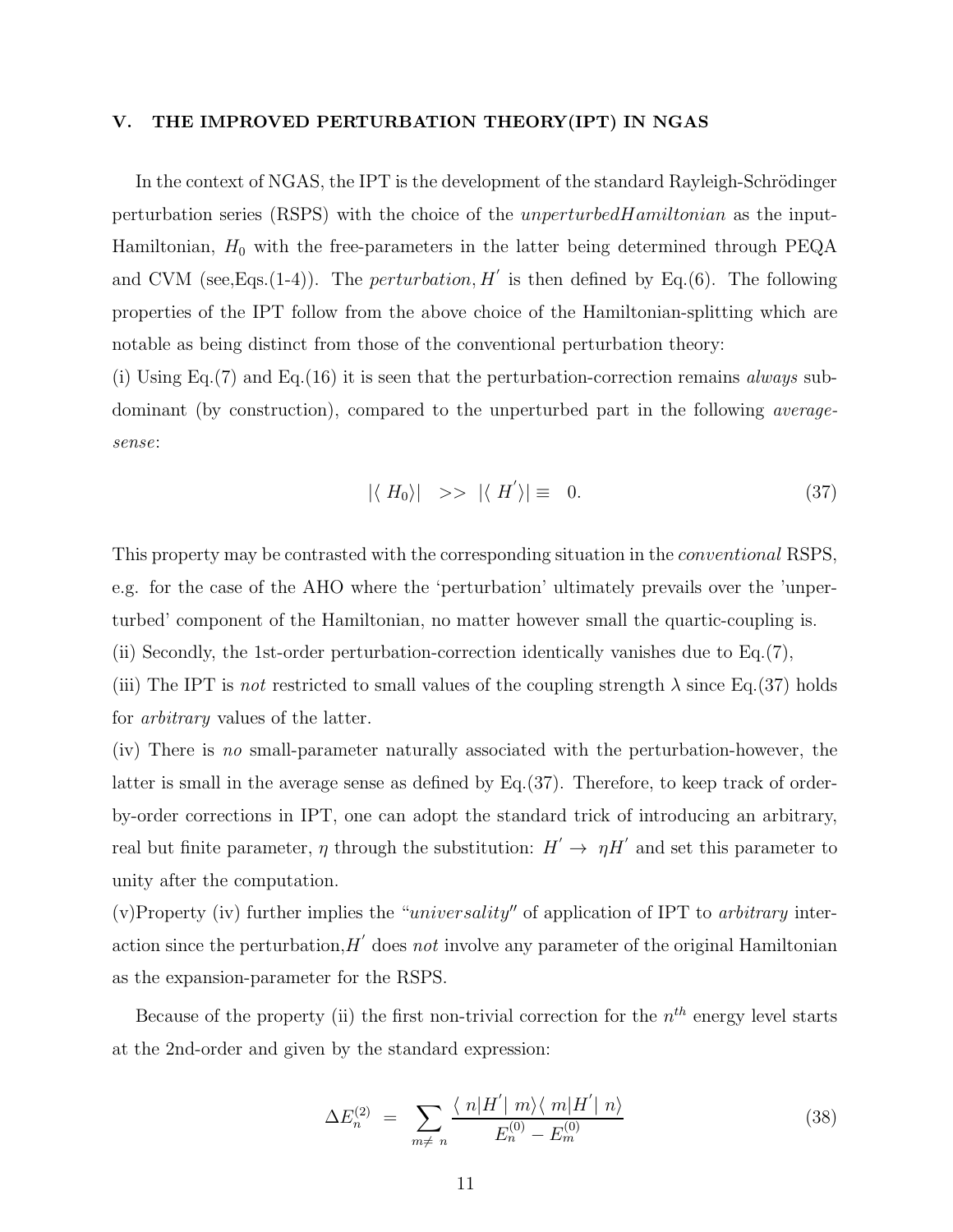## V. THE IMPROVED PERTURBATION THEORY(IPT) IN NGAS

In the context of NGAS, the IPT is the development of the standard Rayleigh-Schrödinger perturbation series (RSPS) with the choice of the *unperturbedHamiltonian* as the input-Hamiltonian, $H_0$ with the free-parameters in the latter being determined through PEQA and CVM (see,Eqs.(1-4)). The *perturbation*, $H^{'}$ is then defined by Eq.(6). The following properties of the IPT follow from the above choice of the Hamiltonian-splitting which are notable as being distinct from those of the conventional perturbation theory:

(i) Using Eq.(7) and Eq.(16) it is seen that the perturbation-correction remains *always* subdominant (by construction), compared to the unperturbed part in the following *average-sense*:

$$|\langle H_0 \rangle| \quad >> \ |\langle H^{'} \rangle| \equiv \quad 0. \tag{37}$$

This property may be contrasted with the corresponding situation in the *conventional* RSPS, e.g. for the case of the AHO where the 'perturbation' ultimately prevails over the 'unperturbed' component of the Hamiltonian, no matter however small the quartic-coupling is.

(ii) Secondly, the 1st-order perturbation-correction identically vanishes due to Eq.(7),

(iii) The IPT is *not* restricted to small values of the coupling strength $\lambda$ since Eq.(37) holds for *arbitrary* values of the latter.

(iv) There is *no* small-parameter naturally associated with the perturbation-however, the latter is small in the average sense as defined by Eq.(37). Therefore, to keep track of order-by-order corrections in IPT, one can adopt the standard trick of introducing an arbitrary, real but finite parameter, $\eta$ through the substitution: $H^{'} \rightarrow \ \eta H^{'}$ and set this parameter to unity after the computation.

(v)Property (iv) further implies the "*universality*" of application of IPT to *arbitrary* interaction since the perturbation,$H^{'}$ does *not* involve any parameter of the original Hamiltonian as the expansion-parameter for the RSPS.

Because of the property (ii) the first non-trivial correction for the $n^{th}$ energy level starts at the 2nd-order and given by the standard expression:

$$\Delta E_n^{(2)} \ = \ \sum_{m \neq \ n} \frac{\langle \ n|H^{'}| \ m\rangle \langle \ m|H^{'}| \ n\rangle}{E_n^{(0)} - E_m^{(0)}} \tag{38}$$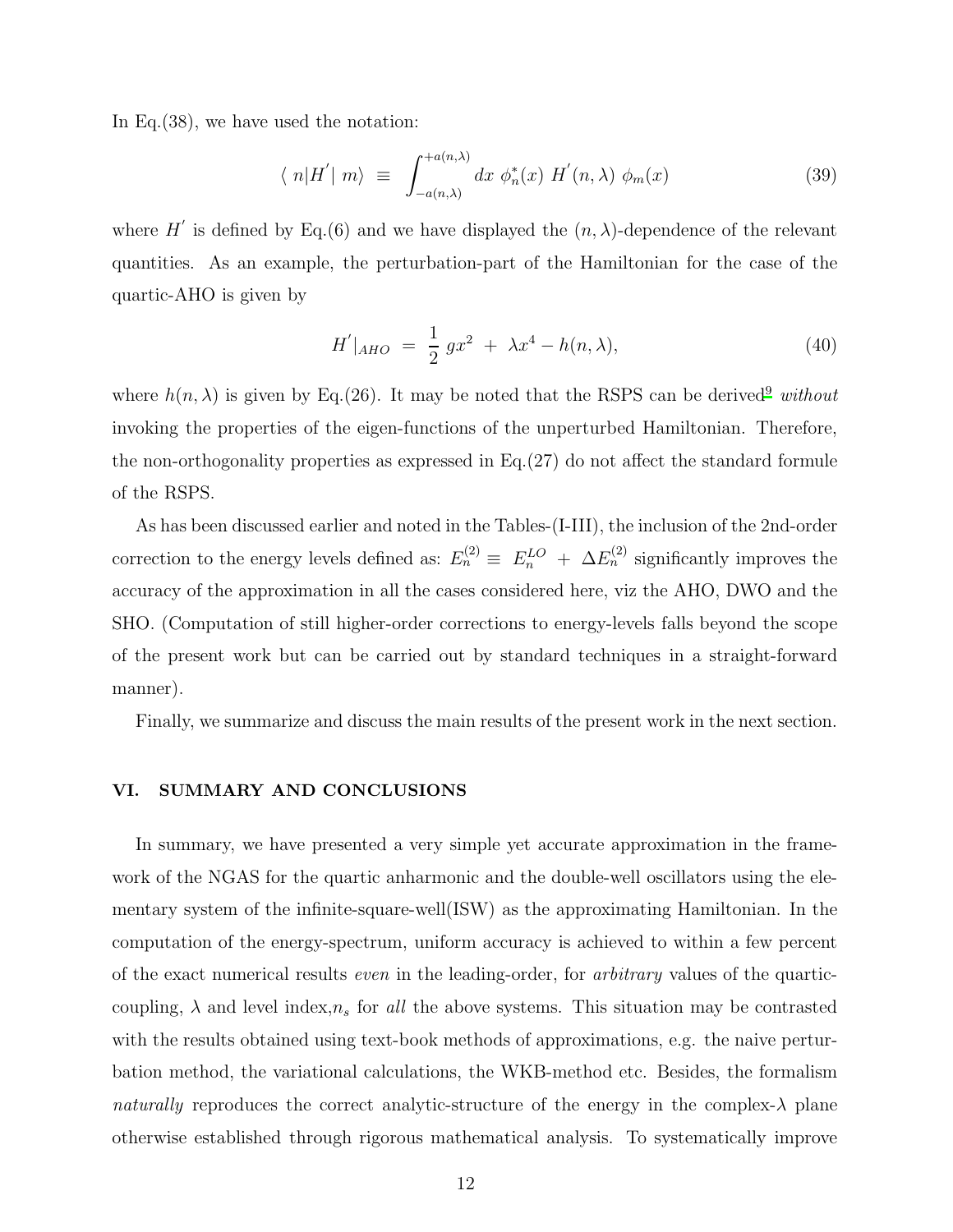In Eq.(38), we have used the notation:

$$\langle\, n|H^{'}|\; m\rangle \;\equiv\; \int_{-a(n,\lambda)}^{+a(n,\lambda)} dx\;\phi_n^*(x)\;H^{'}(n,\lambda)\;\phi_m(x) \tag{39}$$

where $H^{'}$ is defined by Eq.(6) and we have displayed the $(n, \lambda)$-dependence of the relevant quantities. As an example, the perturbation-part of the Hamiltonian for the case of the quartic-AHO is given by

$$H^{'}|_{AHO} \;=\; \frac{1}{2}\,gx^2 \;+\; \lambda x^4 - h(n,\lambda), \tag{40}$$

where $h(n, \lambda)$ is given by Eq.(26). It may be noted that the RSPS can be derived[9] *without* invoking the properties of the eigen-functions of the unperturbed Hamiltonian. Therefore, the non-orthogonality properties as expressed in Eq.(27) do not affect the standard formule of the RSPS.

As has been discussed earlier and noted in the Tables-(I-III), the inclusion of the 2nd-order correction to the energy levels defined as: $E_n^{(2)} \equiv\; E_n^{LO} \;+\; \Delta E_n^{(2)}$ significantly improves the accuracy of the approximation in all the cases considered here, viz the AHO, DWO and the SHO. (Computation of still higher-order corrections to energy-levels falls beyond the scope of the present work but can be carried out by standard techniques in a straight-forward manner).

Finally, we summarize and discuss the main results of the present work in the next section.

## VI. SUMMARY AND CONCLUSIONS

In summary, we have presented a very simple yet accurate approximation in the framework of the NGAS for the quartic anharmonic and the double-well oscillators using the elementary system of the infinite-square-well(ISW) as the approximating Hamiltonian. In the computation of the energy-spectrum, uniform accuracy is achieved to within a few percent of the exact numerical results *even* in the leading-order, for *arbitrary* values of the quartic-coupling, $\lambda$ and level index,$n_s$ for *all* the above systems. This situation may be contrasted with the results obtained using text-book methods of approximations, e.g. the naive perturbation method, the variational calculations, the WKB-method etc. Besides, the formalism *naturally* reproduces the correct analytic-structure of the energy in the complex-$\lambda$ plane otherwise established through rigorous mathematical analysis. To systematically improve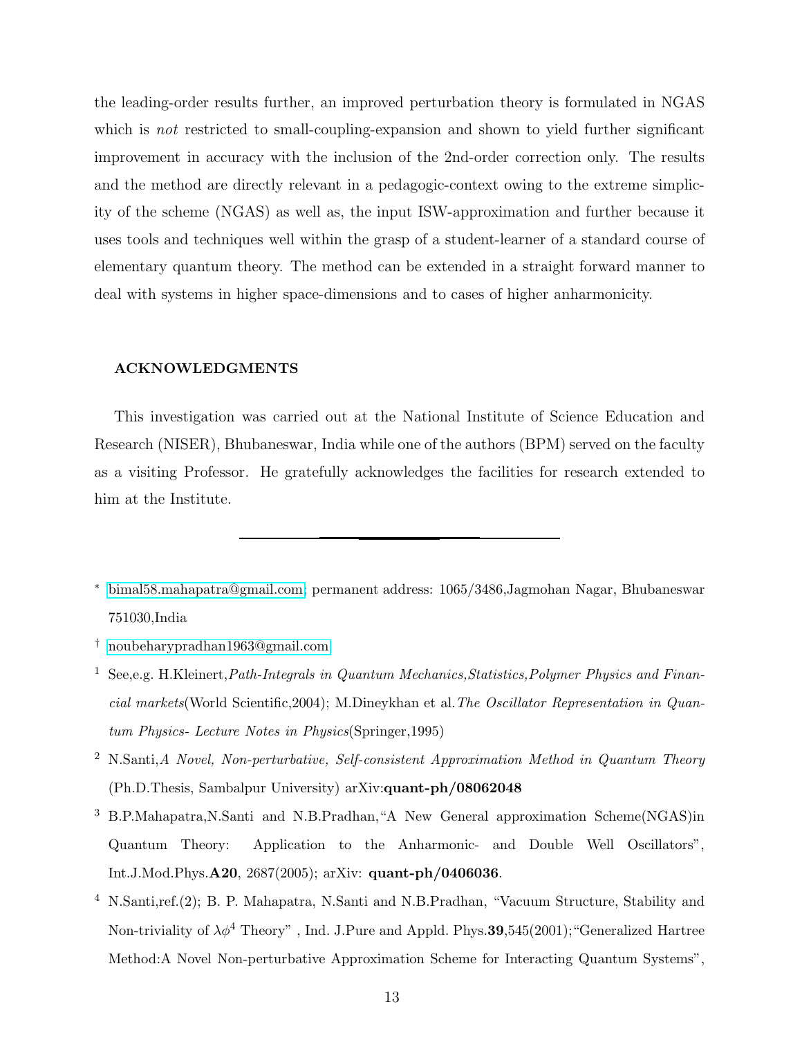the leading-order results further, an improved perturbation theory is formulated in NGAS which is *not* restricted to small-coupling-expansion and shown to yield further significant improvement in accuracy with the inclusion of the 2nd-order correction only. The results and the method are directly relevant in a pedagogic-context owing to the extreme simplicity of the scheme (NGAS) as well as, the input ISW-approximation and further because it uses tools and techniques well within the grasp of a student-learner of a standard course of elementary quantum theory. The method can be extended in a straight forward manner to deal with systems in higher space-dimensions and to cases of higher anharmonicity.

### ACKNOWLEDGMENTS

This investigation was carried out at the National Institute of Science Education and Research (NISER), Bhubaneswar, India while one of the authors (BPM) served on the faculty as a visiting Professor. He gratefully acknowledges the facilities for research extended to him at the Institute.

---

[*] bimal58.mahapatra@gmail.com; permanent address: 1065/3486,Jagmohan Nagar, Bhubaneswar 751030,India

[†] noubeharypradhan1963@gmail.com

[1] See,e.g. H.Kleinert,*Path-Integrals in Quantum Mechanics,Statistics,Polymer Physics and Financial markets*(World Scientific,2004); M.Dineykhan et al.*The Oscillator Representation in Quantum Physics- Lecture Notes in Physics*(Springer,1995)

[2] N.Santi,*A Novel, Non-perturbative, Self-consistent Approximation Method in Quantum Theory* (Ph.D.Thesis, Sambalpur University) arXiv:**quant-ph/08062048**

[3] B.P.Mahapatra,N.Santi and N.B.Pradhan,"A New General approximation Scheme(NGAS)in Quantum Theory: Application to the Anharmonic- and Double Well Oscillators", Int.J.Mod.Phys.**A20**, 2687(2005); arXiv: **quant-ph/0406036**.

[4] N.Santi,ref.(2); B. P. Mahapatra, N.Santi and N.B.Pradhan, "Vacuum Structure, Stability and Non-triviality of $\lambda\phi^4$ Theory" , Ind. J.Pure and Appld. Phys.**39**,545(2001);"Generalized Hartree Method:A Novel Non-perturbative Approximation Scheme for Interacting Quantum Systems",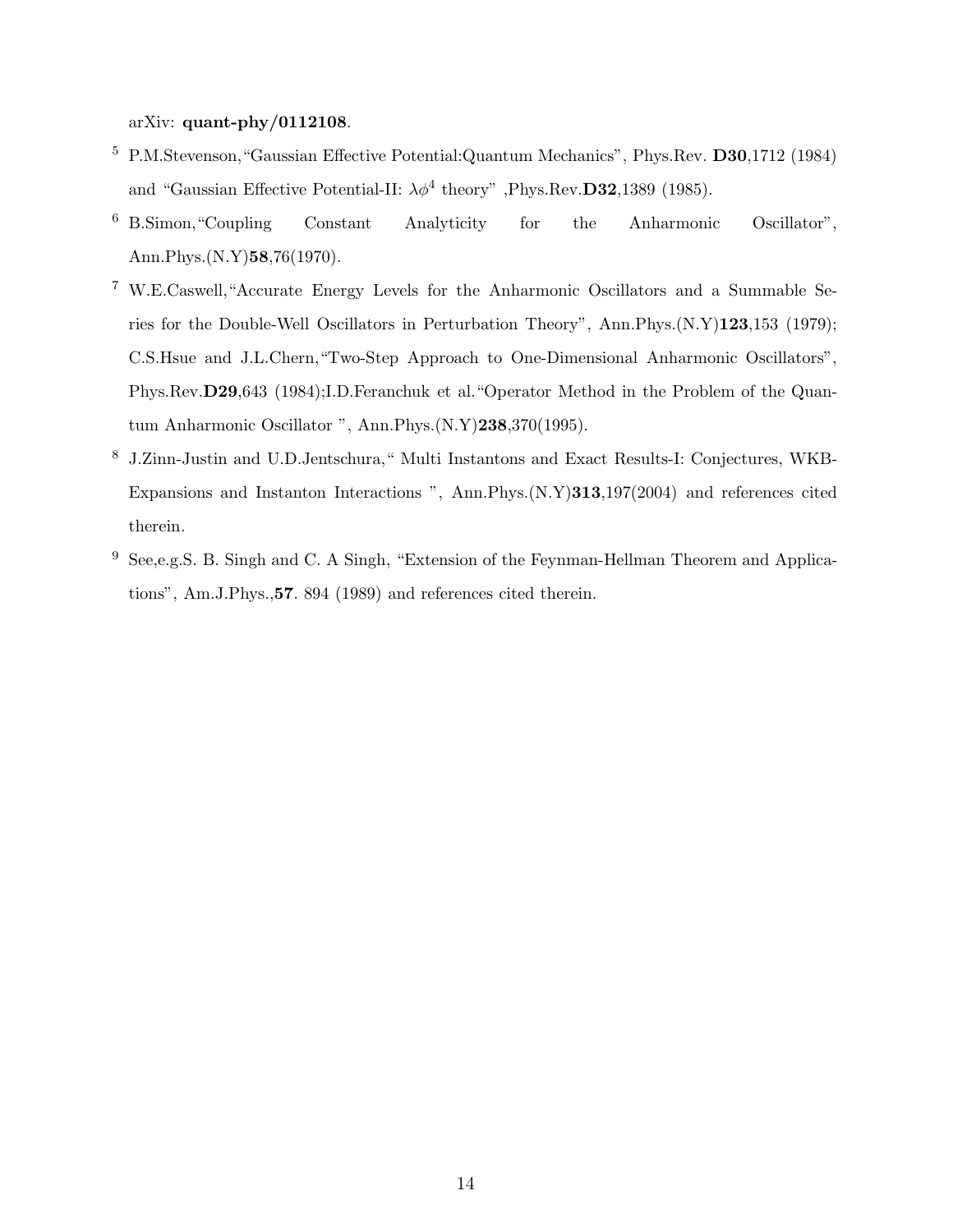arXiv: **quant-phy/0112108**.

[5] P.M.Stevenson,"Gaussian Effective Potential:Quantum Mechanics", Phys.Rev. **D30**,1712 (1984) and "Gaussian Effective Potential-II: $\lambda\phi^4$ theory" ,Phys.Rev.**D32**,1389 (1985).

[6] B.Simon,"Coupling Constant Analyticity for the Anharmonic Oscillator", Ann.Phys.(N.Y)**58**,76(1970).

[7] W.E.Caswell,"Accurate Energy Levels for the Anharmonic Oscillators and a Summable Series for the Double-Well Oscillators in Perturbation Theory", Ann.Phys.(N.Y)**123**,153 (1979); C.S.Hsue and J.L.Chern,"Two-Step Approach to One-Dimensional Anharmonic Oscillators", Phys.Rev.**D29**,643 (1984);I.D.Feranchuk et al."Operator Method in the Problem of the Quantum Anharmonic Oscillator ", Ann.Phys.(N.Y)**238**,370(1995).

[8] J.Zinn-Justin and U.D.Jentschura," Multi Instantons and Exact Results-I: Conjectures, WKB-Expansions and Instanton Interactions ", Ann.Phys.(N.Y)**313**,197(2004) and references cited therein.

[9] See,e.g.S. B. Singh and C. A Singh, "Extension of the Feynman-Hellman Theorem and Applications", Am.J.Phys.,**57**. 894 (1989) and references cited therein.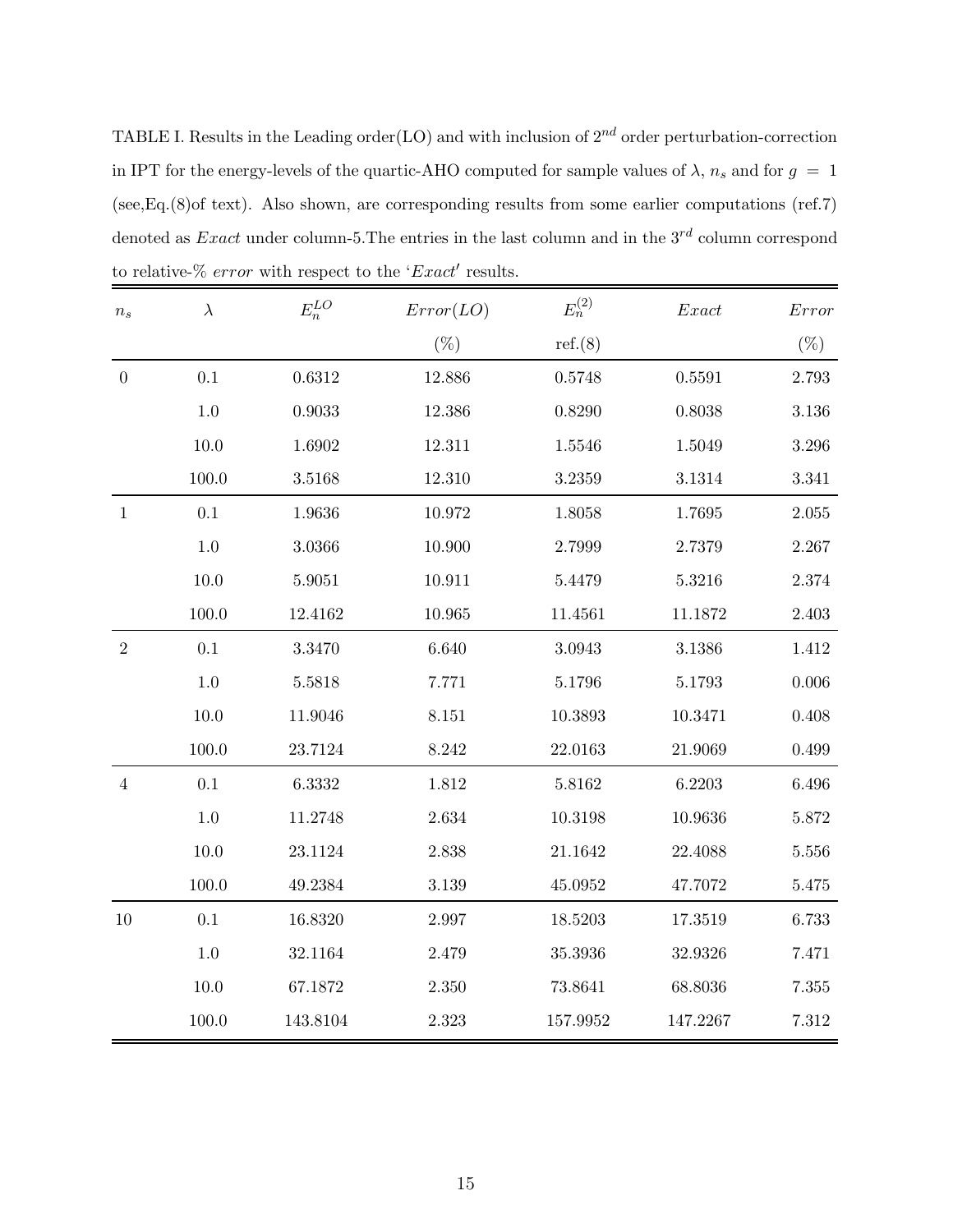TABLE I. Results in the Leading order(LO) and with inclusion of $2^{nd}$ order perturbation-correction in IPT for the energy-levels of the quartic-AHO computed for sample values of $\lambda$, $n_s$ and for $g = 1$ (see,Eq.(8)of text). Also shown, are corresponding results from some earlier computations (ref.7) denoted as *Exact* under column-5.The entries in the last column and in the $3^{rd}$ column correspond to relative-% *error* with respect to the '*Exact*' results.

| $n_s$ | $\lambda$ | $E_n^{LO}$ | $Error(LO)$ (%) | $E_n^{(2)}$ ref.(8) | $Exact$ | $Error$ (%) |
|---|---|---|---|---|---|---|
| 0 | 0.1 | 0.6312 | 12.886 | 0.5748 | 0.5591 | 2.793 |
| | 1.0 | 0.9033 | 12.386 | 0.8290 | 0.8038 | 3.136 |
| | 10.0 | 1.6902 | 12.311 | 1.5546 | 1.5049 | 3.296 |
| | 100.0 | 3.5168 | 12.310 | 3.2359 | 3.1314 | 3.341 |
| 1 | 0.1 | 1.9636 | 10.972 | 1.8058 | 1.7695 | 2.055 |
| | 1.0 | 3.0366 | 10.900 | 2.7999 | 2.7379 | 2.267 |
| | 10.0 | 5.9051 | 10.911 | 5.4479 | 5.3216 | 2.374 |
| | 100.0 | 12.4162 | 10.965 | 11.4561 | 11.1872 | 2.403 |
| 2 | 0.1 | 3.3470 | 6.640 | 3.0943 | 3.1386 | 1.412 |
| | 1.0 | 5.5818 | 7.771 | 5.1796 | 5.1793 | 0.006 |
| | 10.0 | 11.9046 | 8.151 | 10.3893 | 10.3471 | 0.408 |
| | 100.0 | 23.7124 | 8.242 | 22.0163 | 21.9069 | 0.499 |
| 4 | 0.1 | 6.3332 | 1.812 | 5.8162 | 6.2203 | 6.496 |
| | 1.0 | 11.2748 | 2.634 | 10.3198 | 10.9636 | 5.872 |
| | 10.0 | 23.1124 | 2.838 | 21.1642 | 22.4088 | 5.556 |
| | 100.0 | 49.2384 | 3.139 | 45.0952 | 47.7072 | 5.475 |
| 10 | 0.1 | 16.8320 | 2.997 | 18.5203 | 17.3519 | 6.733 |
| | 1.0 | 32.1164 | 2.479 | 35.3936 | 32.9326 | 7.471 |
| | 10.0 | 67.1872 | 2.350 | 73.8641 | 68.8036 | 7.355 |
| | 100.0 | 143.8104 | 2.323 | 157.9952 | 147.2267 | 7.312 |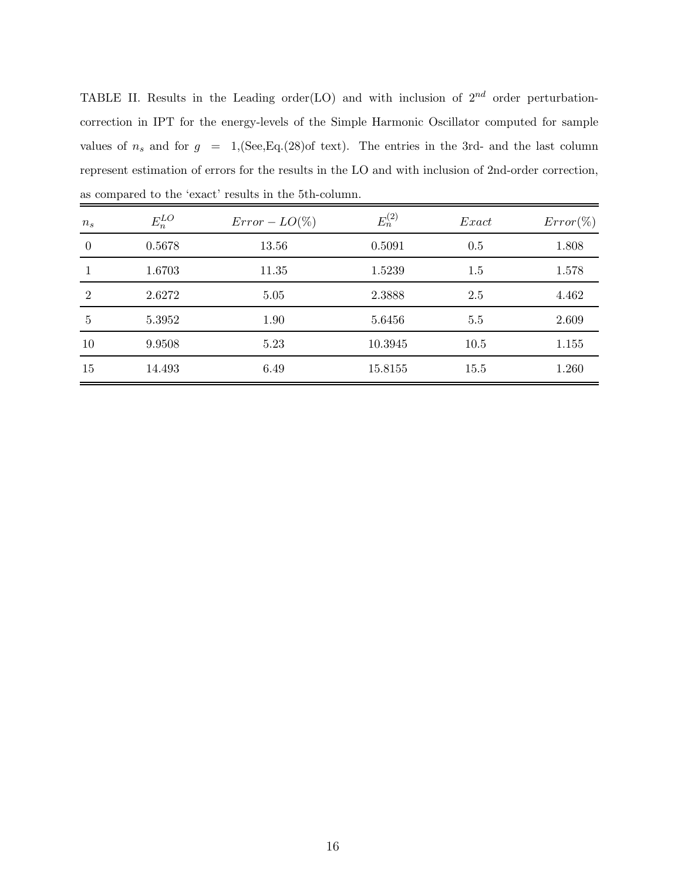TABLE II. Results in the Leading order(LO) and with inclusion of $2^{nd}$ order perturbation-correction in IPT for the energy-levels of the Simple Harmonic Oscillator computed for sample values of $n_s$ and for $g = 1$,(See,Eq.(28)of text). The entries in the 3rd- and the last column represent estimation of errors for the results in the LO and with inclusion of 2nd-order correction, as compared to the 'exact' results in the 5th-column.

| $n_s$ | $E_n^{LO}$ | $Error - LO(\%)$ | $E_n^{(2)}$ | $Exact$ | $Error(\%)$ |
|---|---|---|---|---|---|
| 0 | 0.5678 | 13.56 | 0.5091 | 0.5 | 1.808 |
| 1 | 1.6703 | 11.35 | 1.5239 | 1.5 | 1.578 |
| 2 | 2.6272 | 5.05 | 2.3888 | 2.5 | 4.462 |
| 5 | 5.3952 | 1.90 | 5.6456 | 5.5 | 2.609 |
| 10 | 9.9508 | 5.23 | 10.3945 | 10.5 | 1.155 |
| 15 | 14.493 | 6.49 | 15.8155 | 15.5 | 1.260 |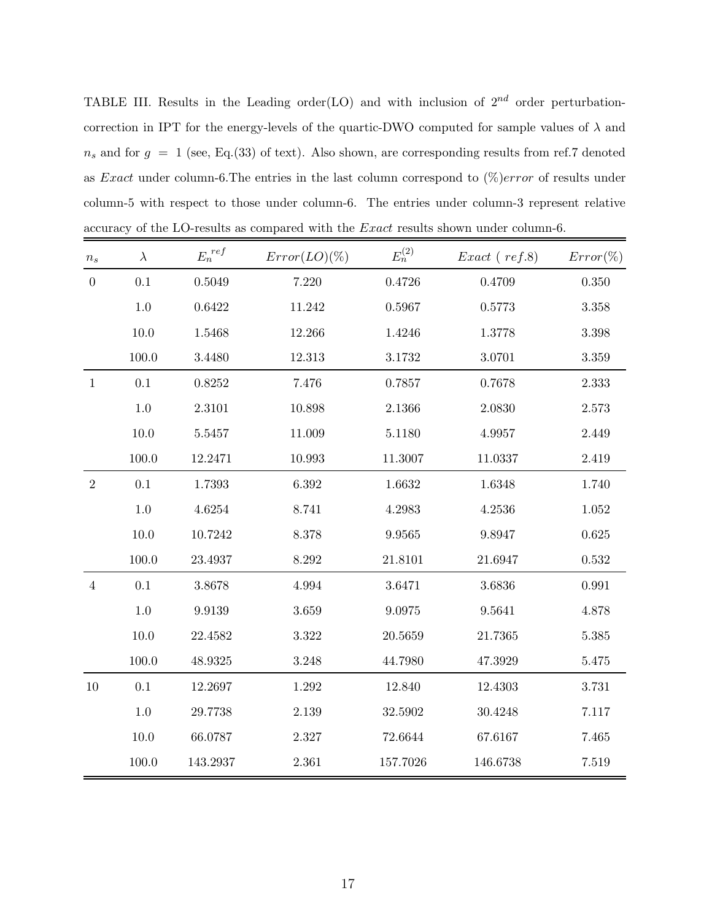TABLE III. Results in the Leading order(LO) and with inclusion of $2^{nd}$ order perturbation-correction in IPT for the energy-levels of the quartic-DWO computed for sample values of $\lambda$ and $n_s$ and for $g = 1$ (see, Eq.(33) of text). Also shown, are corresponding results from ref.7 denoted as *Exact* under column-6.The entries in the last column correspond to (%)*error* of results under column-5 with respect to those under column-6. The entries under column-3 represent relative accuracy of the LO-results as compared with the *Exact* results shown under column-6.

| $n_s$ | $\lambda$ | $E_n^{ref}$ | $Error(LO)(\%)$ | $E_n^{(2)}$ | $Exact$ ( $ref.8$) | $Error(\%)$ |
|---|---|---|---|---|---|---|
| 0 | 0.1 | 0.5049 | 7.220 | 0.4726 | 0.4709 | 0.350 |
| | 1.0 | 0.6422 | 11.242 | 0.5967 | 0.5773 | 3.358 |
| | 10.0 | 1.5468 | 12.266 | 1.4246 | 1.3778 | 3.398 |
| | 100.0 | 3.4480 | 12.313 | 3.1732 | 3.0701 | 3.359 |
| 1 | 0.1 | 0.8252 | 7.476 | 0.7857 | 0.7678 | 2.333 |
| | 1.0 | 2.3101 | 10.898 | 2.1366 | 2.0830 | 2.573 |
| | 10.0 | 5.5457 | 11.009 | 5.1180 | 4.9957 | 2.449 |
| | 100.0 | 12.2471 | 10.993 | 11.3007 | 11.0337 | 2.419 |
| 2 | 0.1 | 1.7393 | 6.392 | 1.6632 | 1.6348 | 1.740 |
| | 1.0 | 4.6254 | 8.741 | 4.2983 | 4.2536 | 1.052 |
| | 10.0 | 10.7242 | 8.378 | 9.9565 | 9.8947 | 0.625 |
| | 100.0 | 23.4937 | 8.292 | 21.8101 | 21.6947 | 0.532 |
| 4 | 0.1 | 3.8678 | 4.994 | 3.6471 | 3.6836 | 0.991 |
| | 1.0 | 9.9139 | 3.659 | 9.0975 | 9.5641 | 4.878 |
| | 10.0 | 22.4582 | 3.322 | 20.5659 | 21.7365 | 5.385 |
| | 100.0 | 48.9325 | 3.248 | 44.7980 | 47.3929 | 5.475 |
| 10 | 0.1 | 12.2697 | 1.292 | 12.840 | 12.4303 | 3.731 |
| | 1.0 | 29.7738 | 2.139 | 32.5902 | 30.4248 | 7.117 |
| | 10.0 | 66.0787 | 2.327 | 72.6644 | 67.6167 | 7.465 |
| | 100.0 | 143.2937 | 2.361 | 157.7026 | 146.6738 | 7.519 |